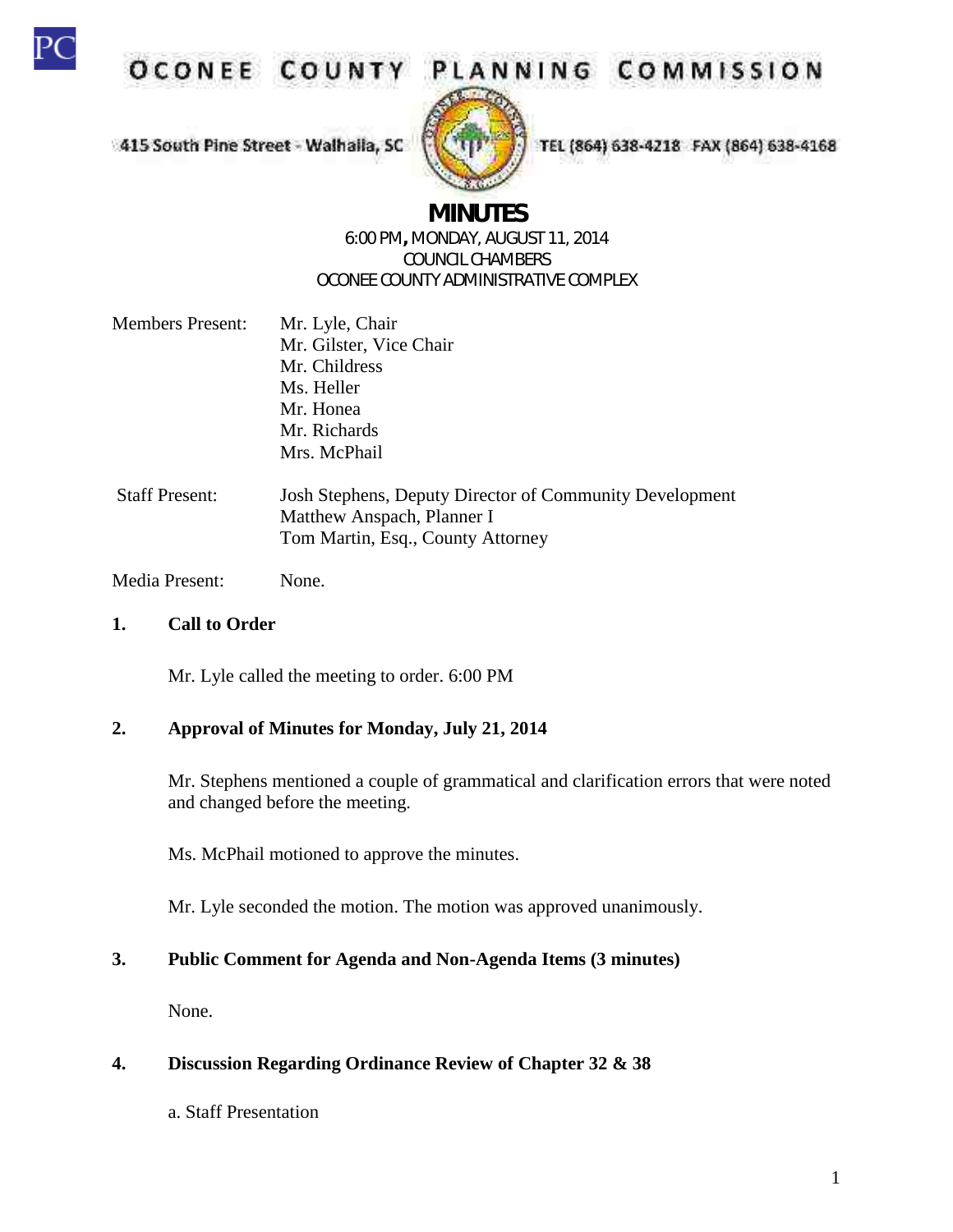# OCONEE COUNTY PLANNING COMMISSION

415 South Pine Street - Walhalla, SC

TEL (864) 638-4218 FAX (864) 638-4168

## MINUTES

6:00 PM, MONDAY, AUGUST 11, 2014
COUNCIL CHAMBERS
OCONEE COUNTY ADMINISTRATIVE COMPLEX

Members Present: Mr. Lyle, Chair
Mr. Gilster, Vice Chair
Mr. Childress
Ms. Heller
Mr. Honea
Mr. Richards
Mrs. McPhail

Staff Present: Josh Stephens, Deputy Director of Community Development
Matthew Anspach, Planner I
Tom Martin, Esq., County Attorney

Media Present: None.

**1. Call to Order**

Mr. Lyle called the meeting to order. 6:00 PM

**2. Approval of Minutes for Monday, July 21, 2014**

Mr. Stephens mentioned a couple of grammatical and clarification errors that were noted and changed before the meeting.

Ms. McPhail motioned to approve the minutes.

Mr. Lyle seconded the motion. The motion was approved unanimously.

**3. Public Comment for Agenda and Non-Agenda Items (3 minutes)**

None.

**4. Discussion Regarding Ordinance Review of Chapter 32 & 38**

a. Staff Presentation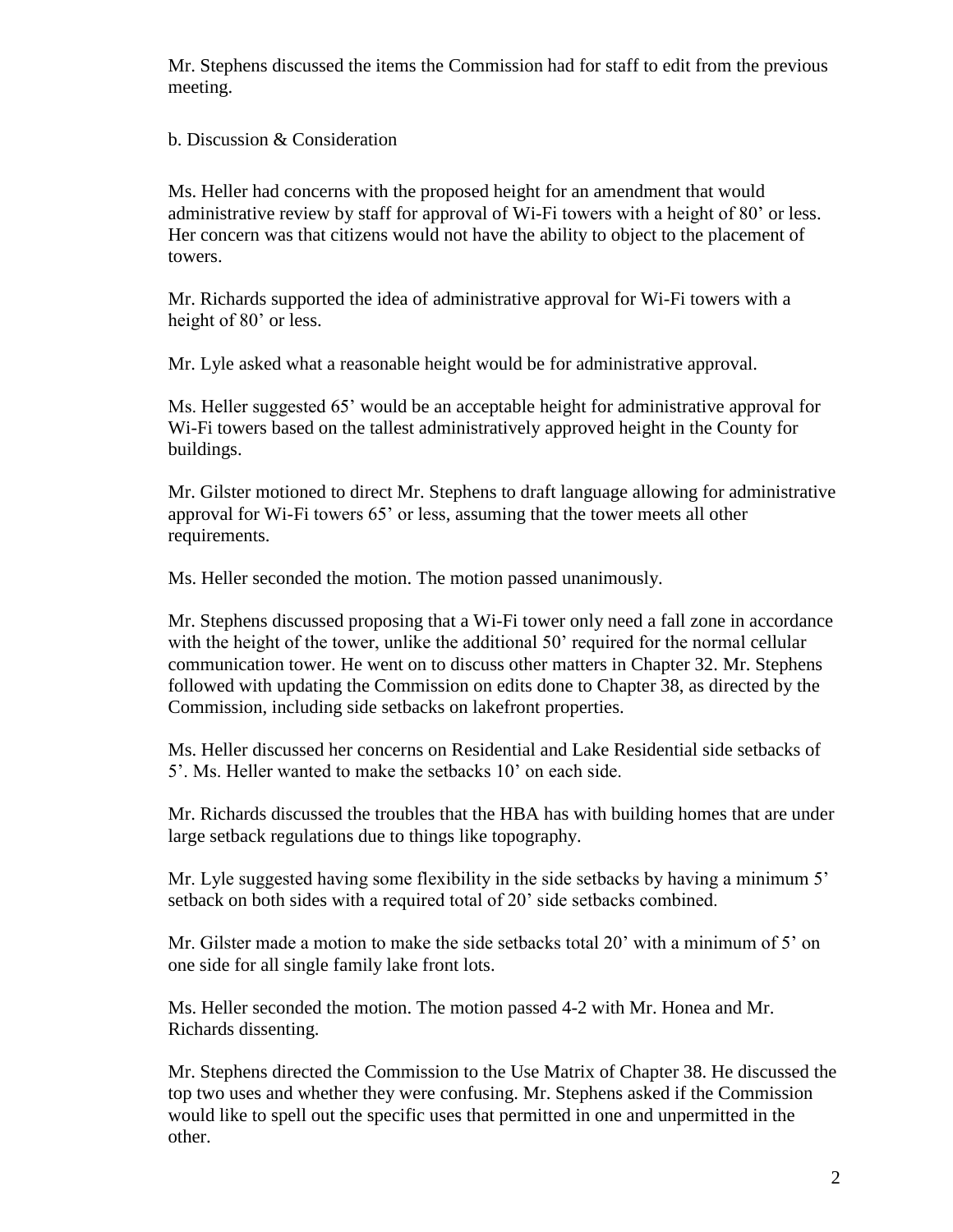Mr. Stephens discussed the items the Commission had for staff to edit from the previous meeting.

b. Discussion & Consideration

Ms. Heller had concerns with the proposed height for an amendment that would administrative review by staff for approval of Wi-Fi towers with a height of 80' or less. Her concern was that citizens would not have the ability to object to the placement of towers.

Mr. Richards supported the idea of administrative approval for Wi-Fi towers with a height of 80' or less.

Mr. Lyle asked what a reasonable height would be for administrative approval.

Ms. Heller suggested 65' would be an acceptable height for administrative approval for Wi-Fi towers based on the tallest administratively approved height in the County for buildings.

Mr. Gilster motioned to direct Mr. Stephens to draft language allowing for administrative approval for Wi-Fi towers 65' or less, assuming that the tower meets all other requirements.

Ms. Heller seconded the motion. The motion passed unanimously.

Mr. Stephens discussed proposing that a Wi-Fi tower only need a fall zone in accordance with the height of the tower, unlike the additional 50' required for the normal cellular communication tower. He went on to discuss other matters in Chapter 32. Mr. Stephens followed with updating the Commission on edits done to Chapter 38, as directed by the Commission, including side setbacks on lakefront properties.

Ms. Heller discussed her concerns on Residential and Lake Residential side setbacks of 5'. Ms. Heller wanted to make the setbacks 10' on each side.

Mr. Richards discussed the troubles that the HBA has with building homes that are under large setback regulations due to things like topography.

Mr. Lyle suggested having some flexibility in the side setbacks by having a minimum 5' setback on both sides with a required total of 20' side setbacks combined.

Mr. Gilster made a motion to make the side setbacks total 20' with a minimum of 5' on one side for all single family lake front lots.

Ms. Heller seconded the motion. The motion passed 4-2 with Mr. Honea and Mr. Richards dissenting.

Mr. Stephens directed the Commission to the Use Matrix of Chapter 38. He discussed the top two uses and whether they were confusing. Mr. Stephens asked if the Commission would like to spell out the specific uses that permitted in one and unpermitted in the other.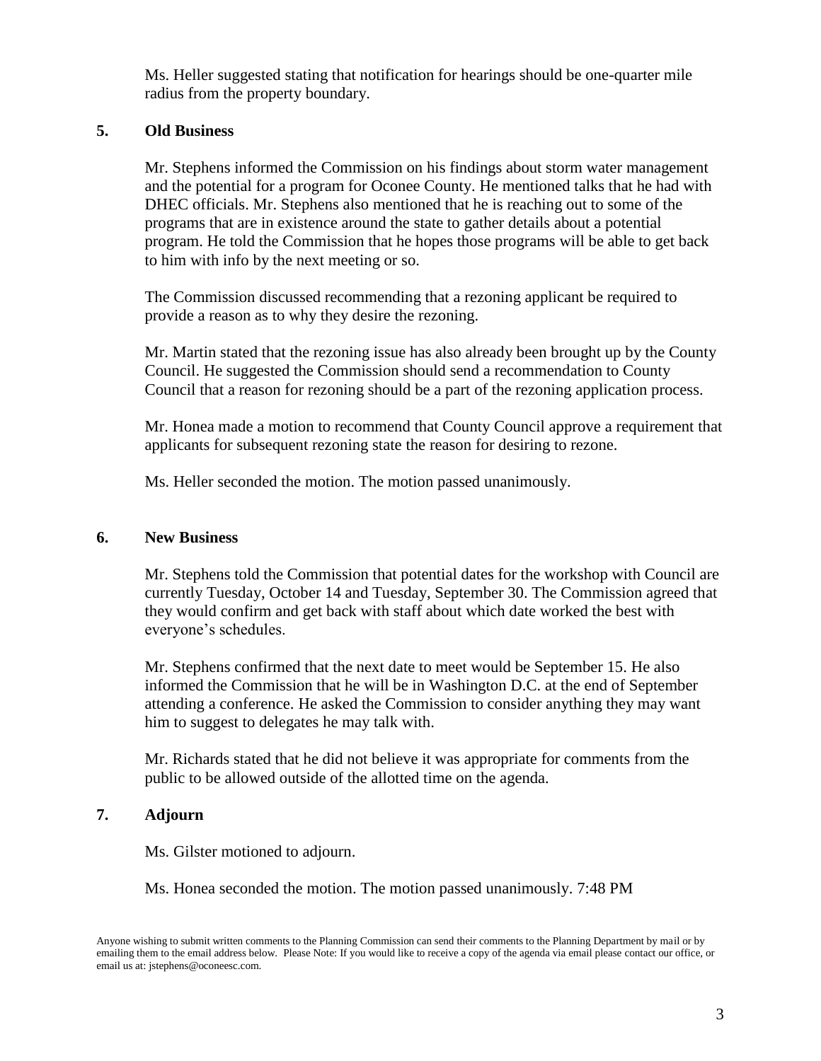Ms. Heller suggested stating that notification for hearings should be one-quarter mile radius from the property boundary.

## 5. Old Business

Mr. Stephens informed the Commission on his findings about storm water management and the potential for a program for Oconee County. He mentioned talks that he had with DHEC officials. Mr. Stephens also mentioned that he is reaching out to some of the programs that are in existence around the state to gather details about a potential program. He told the Commission that he hopes those programs will be able to get back to him with info by the next meeting or so.

The Commission discussed recommending that a rezoning applicant be required to provide a reason as to why they desire the rezoning.

Mr. Martin stated that the rezoning issue has also already been brought up by the County Council. He suggested the Commission should send a recommendation to County Council that a reason for rezoning should be a part of the rezoning application process.

Mr. Honea made a motion to recommend that County Council approve a requirement that applicants for subsequent rezoning state the reason for desiring to rezone.

Ms. Heller seconded the motion. The motion passed unanimously.

## 6. New Business

Mr. Stephens told the Commission that potential dates for the workshop with Council are currently Tuesday, October 14 and Tuesday, September 30. The Commission agreed that they would confirm and get back with staff about which date worked the best with everyone's schedules.

Mr. Stephens confirmed that the next date to meet would be September 15. He also informed the Commission that he will be in Washington D.C. at the end of September attending a conference. He asked the Commission to consider anything they may want him to suggest to delegates he may talk with.

Mr. Richards stated that he did not believe it was appropriate for comments from the public to be allowed outside of the allotted time on the agenda.

## 7. Adjourn

Ms. Gilster motioned to adjourn.

Ms. Honea seconded the motion. The motion passed unanimously. 7:48 PM

Anyone wishing to submit written comments to the Planning Commission can send their comments to the Planning Department by mail or by emailing them to the email address below. Please Note: If you would like to receive a copy of the agenda via email please contact our office, or email us at: jstephens@oconeesc.com.